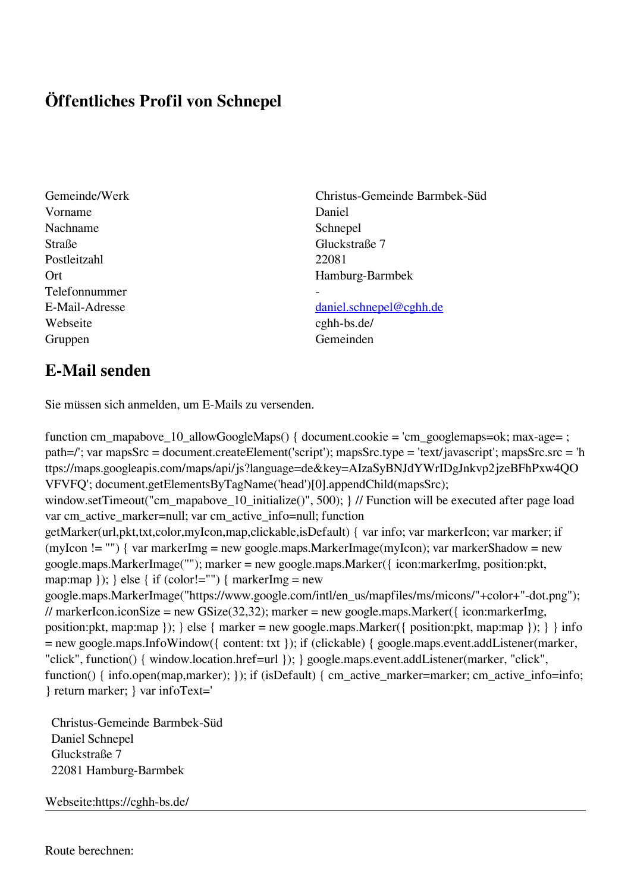# Öffentliches Profil von Schnepel

| | |
|---|---|
| Gemeinde/Werk | Christus-Gemeinde Barmbek-Süd |
| Vorname | Daniel |
| Nachname | Schnepel |
| Straße | Gluckstraße 7 |
| Postleitzahl | 22081 |
| Ort | Hamburg-Barmbek |
| Telefonnummer | - |
| E-Mail-Adresse | daniel.schnepel@cghh.de |
| Webseite | cghh-bs.de/ |
| Gruppen | Gemeinden |

## E-Mail senden

Sie müssen sich anmelden, um E-Mails zu versenden.

function cm_mapabove_10_allowGoogleMaps() { document.cookie = 'cm_googlemaps=ok; max-age= ; path=/'; var mapsSrc = document.createElement('script'); mapsSrc.type = 'text/javascript'; mapsSrc.src = 'https://maps.googleapis.com/maps/api/js?language=de&key=AIzaSyBNJdYWrIDgJnkvp2jzeBFhPxw4QOVFVFQ'; document.getElementsByTagName('head')[0].appendChild(mapsSrc); window.setTimeout("cm_mapabove_10_initialize()", 500); } // Function will be executed after page load var cm_active_marker=null; var cm_active_info=null; function getMarker(url,pkt,txt,color,myIcon,map,clickable,isDefault) { var info; var markerIcon; var marker; if (myIcon != "") { var markerImg = new google.maps.MarkerImage(myIcon); var markerShadow = new google.maps.MarkerImage(""); marker = new google.maps.Marker({ icon:markerImg, position:pkt, map:map }); } else { if (color!="") { markerImg = new google.maps.MarkerImage("https://www.google.com/intl/en_us/mapfiles/ms/micons/"+color+"-dot.png"); // markerIcon.iconSize = new GSize(32,32); marker = new google.maps.Marker({ icon:markerImg, position:pkt, map:map }); } else { marker = new google.maps.Marker({ position:pkt, map:map }); } } info = new google.maps.InfoWindow({ content: txt }); if (clickable) { google.maps.event.addListener(marker, "click", function() { window.location.href=url }); } google.maps.event.addListener(marker, "click", function() { info.open(map,marker); }); if (isDefault) { cm_active_marker=marker; cm_active_info=info; } return marker; } var infoText='

Christus-Gemeinde Barmbek-Süd
Daniel Schnepel
Gluckstraße 7
22081 Hamburg-Barmbek

Webseite:https://cghh-bs.de/

---

Route berechnen: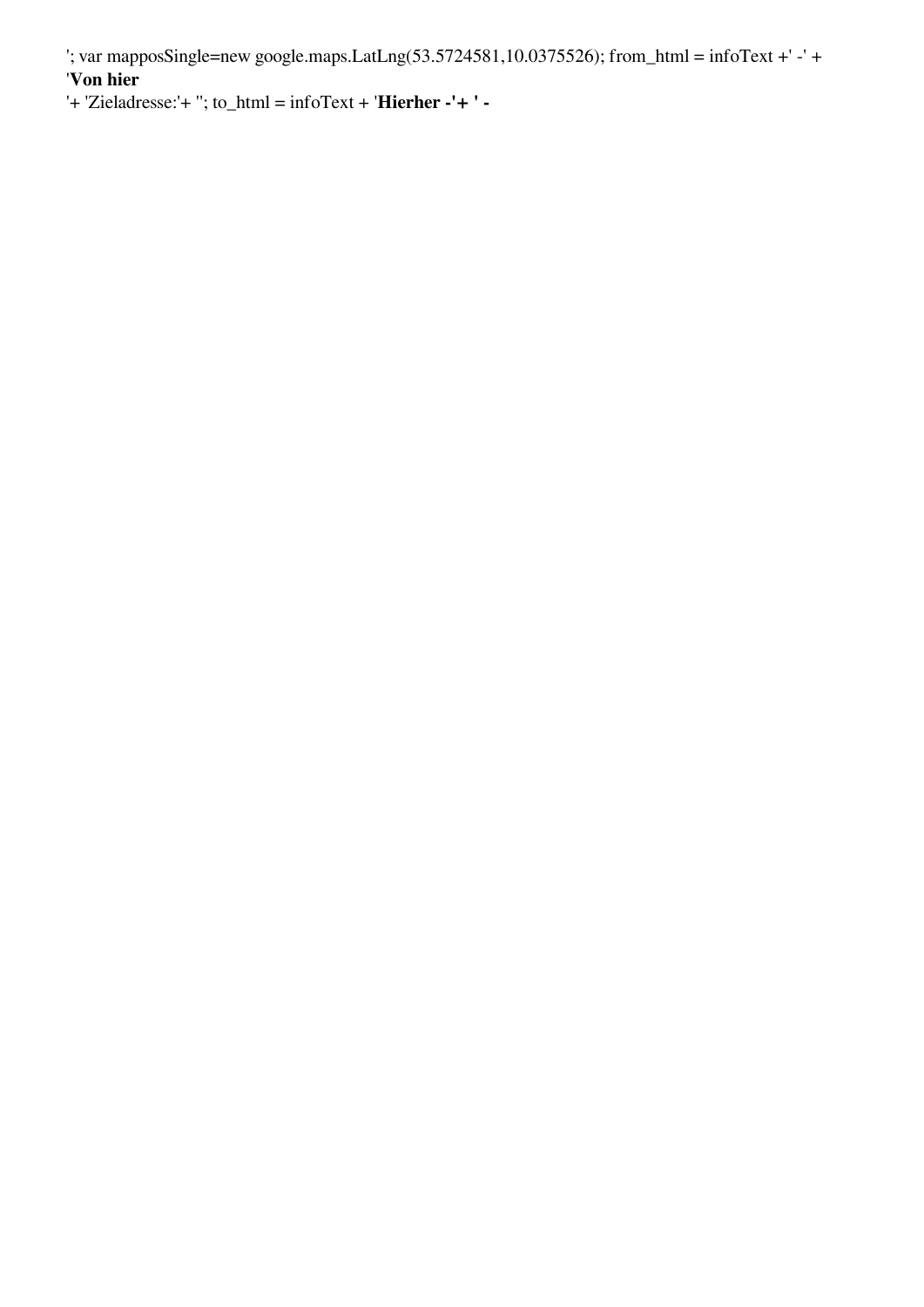'; var mapposSingle=new google.maps.LatLng(53.5724581,10.0375526); from_html = infoText +' -' +
'**Von hier**
'+ 'Zieladresse:'+ ''; to_html = infoText + '**Hierher -'+ ' -**